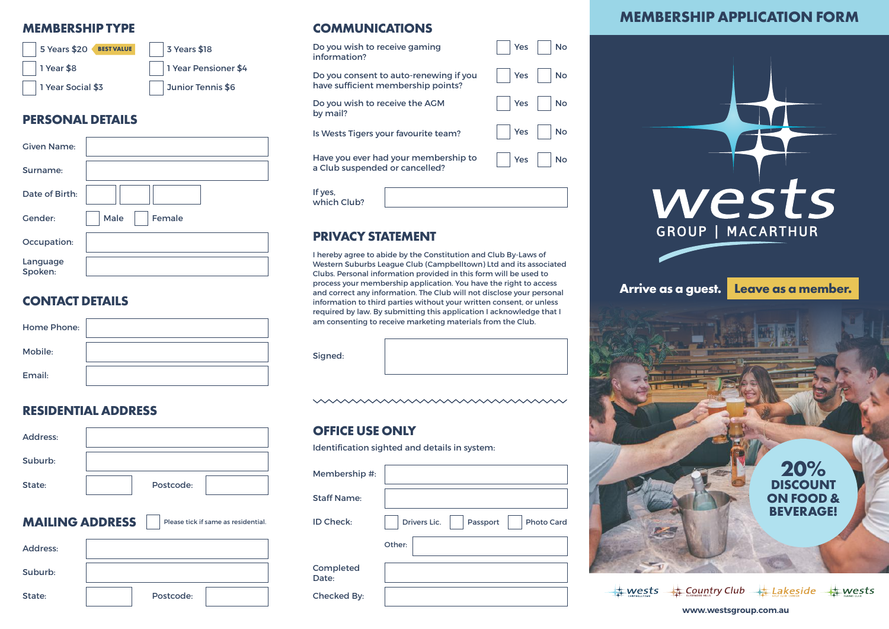## MEMBERSHIP TYPE

- ☐ 5 Years $20 BEST VALUE
- ☐ 3 Years $18
- ☐ 1 Year $8
- ☐ 1 Year Pensioner $4
- ☐ 1 Year Social $3
- ☐ Junior Tennis $6

## PERSONAL DETAILS

Given Name:

Surname:

Date of Birth:

Gender: ☐ Male ☐ Female

Occupation:

Language Spoken:

## CONTACT DETAILS

Home Phone:

Mobile:

Email:

## RESIDENTIAL ADDRESS

Address:

Suburb:

State: Postcode:

## MAILING ADDRESS

☐ Please tick if same as residential.

Address:

Suburb:

State: Postcode:

## COMMUNICATIONS

| Question | Yes | No |
|---|---|---|
| Do you wish to receive gaming information? | ☐ Yes | ☐ No |
| Do you consent to auto-renewing if you have sufficient membership points? | ☐ Yes | ☐ No |
| Do you wish to receive the AGM by mail? | ☐ Yes | ☐ No |
| Is Wests Tigers your favourite team? | ☐ Yes | ☐ No |
| Have you ever had your membership to a Club suspended or cancelled? | ☐ Yes | ☐ No |

If yes, which Club?

## PRIVACY STATEMENT

I hereby agree to abide by the Constitution and Club By-Laws of Western Suburbs League Club (Campbelltown) Ltd and its associated Clubs. Personal information provided in this form will be used to process your membership application. You have the right to access and correct any information. The Club will not disclose your personal information to third parties without your written consent, or unless required by law. By submitting this application I acknowledge that I am consenting to receive marketing materials from the Club.

Signed:

## OFFICE USE ONLY

Identification sighted and details in system:

Membership #:

Staff Name:

ID Check: ☐ Drivers Lic. ☐ Passport ☐ Photo Card

Other:

Completed Date:

Checked By:

# MEMBERSHIP APPLICATION FORM

wests GROUP | MACARTHUR

Arrive as a guest. **Leave as a member.**

**20% DISCOUNT ON FOOD & BEVERAGE!**

wests · Country Club · Lakeside · wests

www.westsgroup.com.au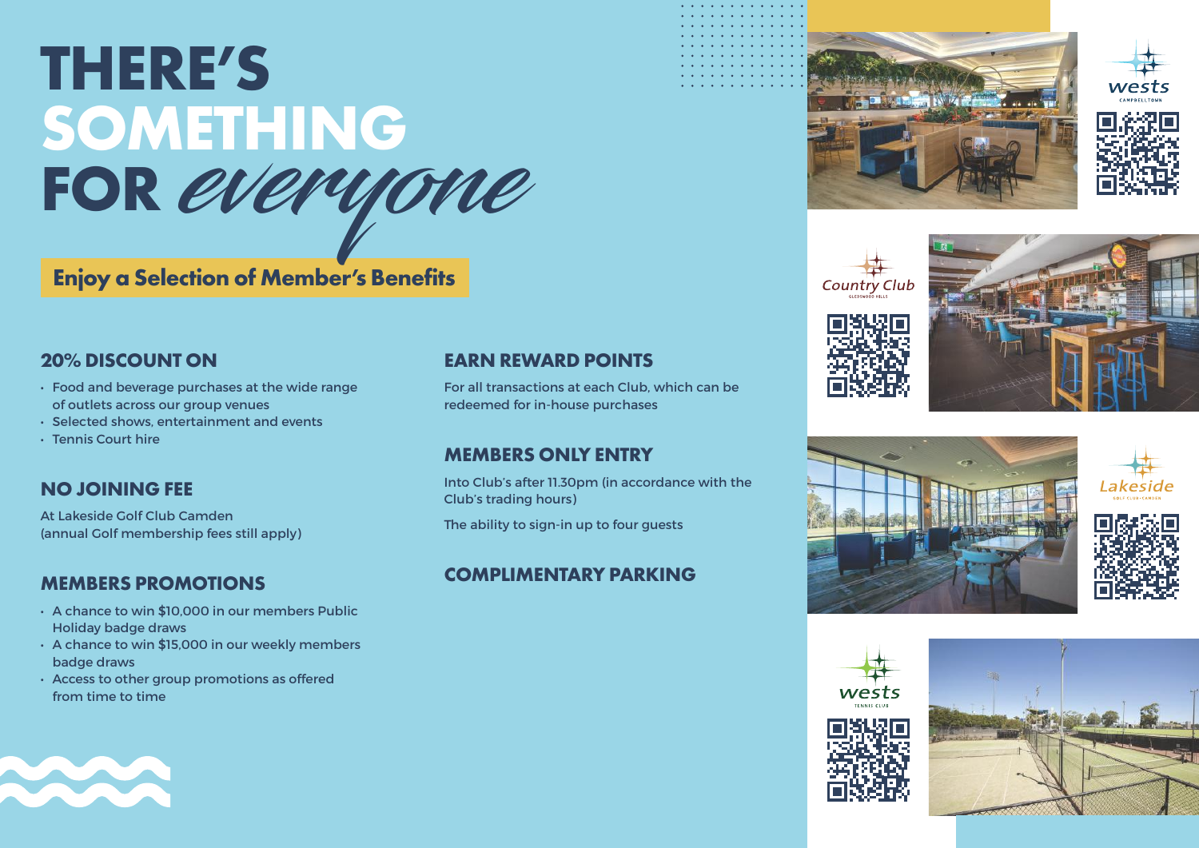# THERE'S SOMETHING FOR *everyone*

**Enjoy a Selection of Member's Benefits**

## 20% DISCOUNT ON

- Food and beverage purchases at the wide range of outlets across our group venues
- Selected shows, entertainment and events
- Tennis Court hire

## NO JOINING FEE

At Lakeside Golf Club Camden
(annual Golf membership fees still apply)

## MEMBERS PROMOTIONS

- A chance to win $10,000 in our members Public Holiday badge draws
- A chance to win $15,000 in our weekly members badge draws
- Access to other group promotions as offered from time to time

## EARN REWARD POINTS

For all transactions at each Club, which can be redeemed for in-house purchases

## MEMBERS ONLY ENTRY

Into Club's after 11.30pm (in accordance with the Club's trading hours)

The ability to sign-in up to four guests

## COMPLIMENTARY PARKING

wests CAMPBELLTOWN

Country Club GLEDSWOOD HILLS

Lakeside GOLF CLUB • CAMDEN

wests TENNIS CLUB